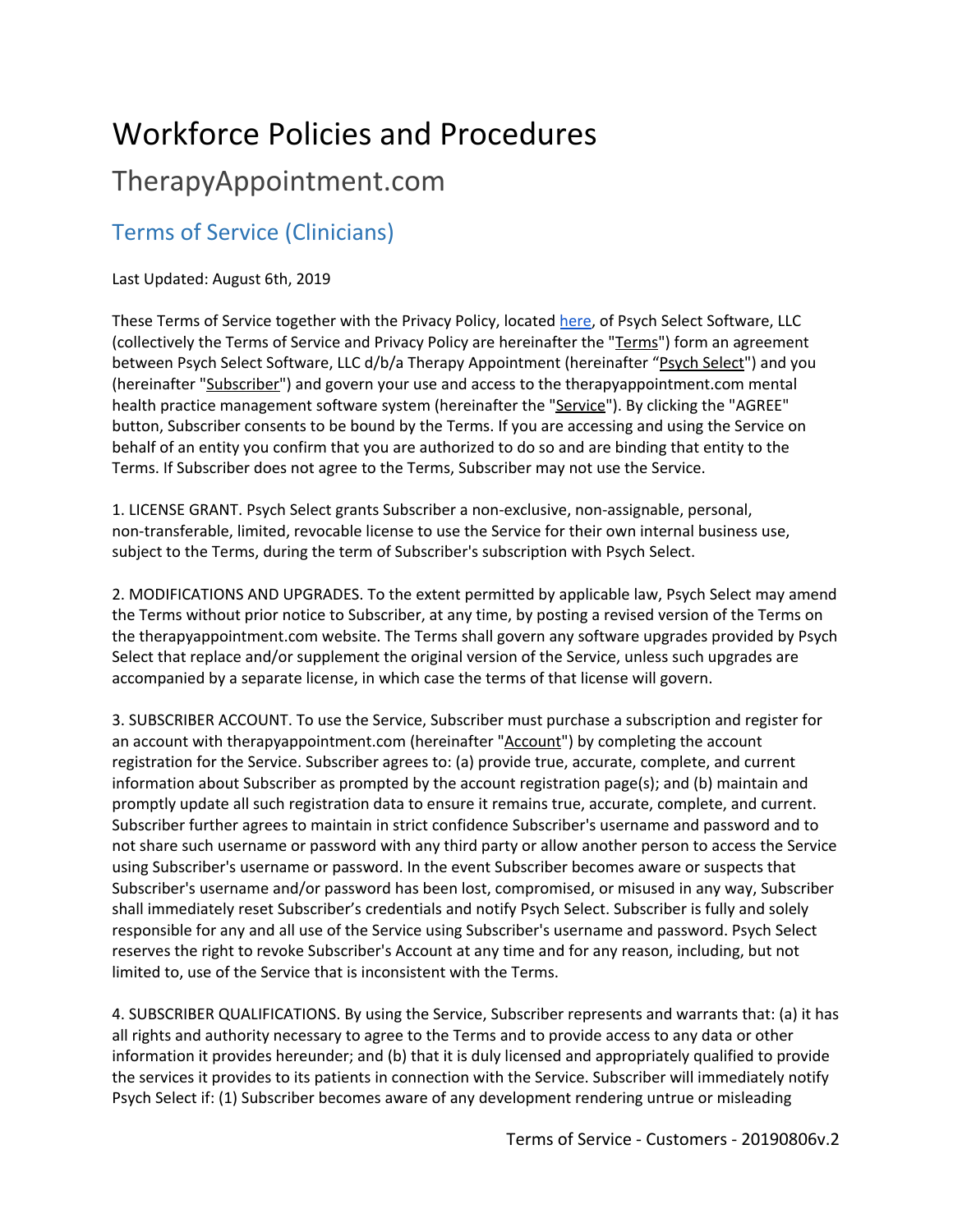# Workforce Policies and Procedures

## TherapyAppointment.com

### Terms of Service (Clinicians)

Last Updated: August 6th, 2019

These Terms of Service together with the Privacy Policy, located here, of Psych Select Software, LLC (collectively the Terms of Service and Privacy Policy are hereinafter the "Terms") form an agreement between Psych Select Software, LLC d/b/a Therapy Appointment (hereinafter "Psych Select") and you (hereinafter "Subscriber") and govern your use and access to the therapyappointment.com mental health practice management software system (hereinafter the "Service"). By clicking the "AGREE" button, Subscriber consents to be bound by the Terms. If you are accessing and using the Service on behalf of an entity you confirm that you are authorized to do so and are binding that entity to the Terms. If Subscriber does not agree to the Terms, Subscriber may not use the Service.

1. LICENSE GRANT. Psych Select grants Subscriber a non-exclusive, non-assignable, personal, non-transferable, limited, revocable license to use the Service for their own internal business use, subject to the Terms, during the term of Subscriber's subscription with Psych Select.

2. MODIFICATIONS AND UPGRADES. To the extent permitted by applicable law, Psych Select may amend the Terms without prior notice to Subscriber, at any time, by posting a revised version of the Terms on the therapyappointment.com website. The Terms shall govern any software upgrades provided by Psych Select that replace and/or supplement the original version of the Service, unless such upgrades are accompanied by a separate license, in which case the terms of that license will govern.

3. SUBSCRIBER ACCOUNT. To use the Service, Subscriber must purchase a subscription and register for an account with therapyappointment.com (hereinafter "Account") by completing the account registration for the Service. Subscriber agrees to: (a) provide true, accurate, complete, and current information about Subscriber as prompted by the account registration page(s); and (b) maintain and promptly update all such registration data to ensure it remains true, accurate, complete, and current. Subscriber further agrees to maintain in strict confidence Subscriber's username and password and to not share such username or password with any third party or allow another person to access the Service using Subscriber's username or password. In the event Subscriber becomes aware or suspects that Subscriber's username and/or password has been lost, compromised, or misused in any way, Subscriber shall immediately reset Subscriber's credentials and notify Psych Select. Subscriber is fully and solely responsible for any and all use of the Service using Subscriber's username and password. Psych Select reserves the right to revoke Subscriber's Account at any time and for any reason, including, but not limited to, use of the Service that is inconsistent with the Terms.

4. SUBSCRIBER QUALIFICATIONS. By using the Service, Subscriber represents and warrants that: (a) it has all rights and authority necessary to agree to the Terms and to provide access to any data or other information it provides hereunder; and (b) that it is duly licensed and appropriately qualified to provide the services it provides to its patients in connection with the Service. Subscriber will immediately notify Psych Select if: (1) Subscriber becomes aware of any development rendering untrue or misleading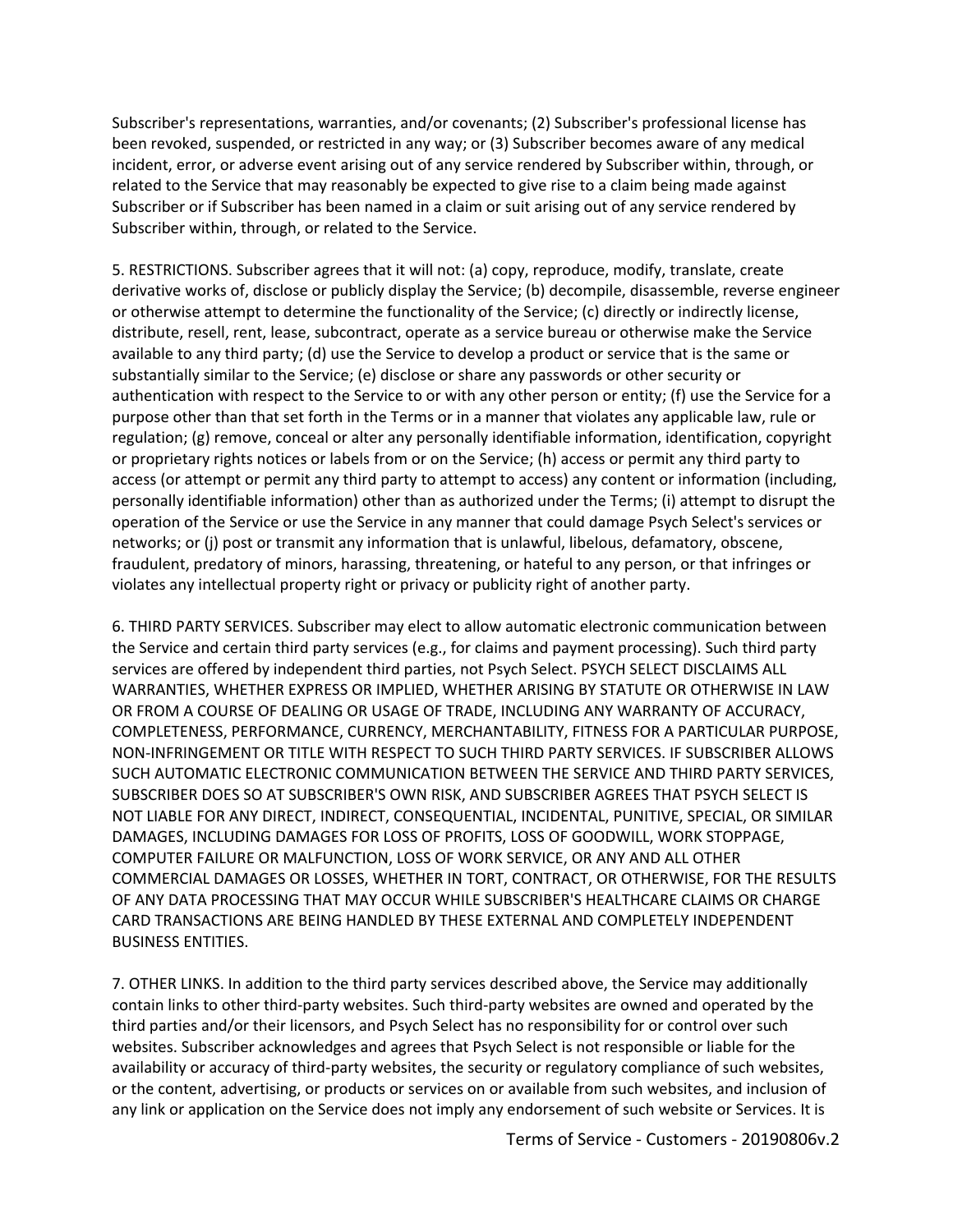Subscriber's representations, warranties, and/or covenants; (2) Subscriber's professional license has been revoked, suspended, or restricted in any way; or (3) Subscriber becomes aware of any medical incident, error, or adverse event arising out of any service rendered by Subscriber within, through, or related to the Service that may reasonably be expected to give rise to a claim being made against Subscriber or if Subscriber has been named in a claim or suit arising out of any service rendered by Subscriber within, through, or related to the Service.

5. RESTRICTIONS. Subscriber agrees that it will not: (a) copy, reproduce, modify, translate, create derivative works of, disclose or publicly display the Service; (b) decompile, disassemble, reverse engineer or otherwise attempt to determine the functionality of the Service; (c) directly or indirectly license, distribute, resell, rent, lease, subcontract, operate as a service bureau or otherwise make the Service available to any third party; (d) use the Service to develop a product or service that is the same or substantially similar to the Service; (e) disclose or share any passwords or other security or authentication with respect to the Service to or with any other person or entity; (f) use the Service for a purpose other than that set forth in the Terms or in a manner that violates any applicable law, rule or regulation; (g) remove, conceal or alter any personally identifiable information, identification, copyright or proprietary rights notices or labels from or on the Service; (h) access or permit any third party to access (or attempt or permit any third party to attempt to access) any content or information (including, personally identifiable information) other than as authorized under the Terms; (i) attempt to disrupt the operation of the Service or use the Service in any manner that could damage Psych Select's services or networks; or (j) post or transmit any information that is unlawful, libelous, defamatory, obscene, fraudulent, predatory of minors, harassing, threatening, or hateful to any person, or that infringes or violates any intellectual property right or privacy or publicity right of another party.

6. THIRD PARTY SERVICES. Subscriber may elect to allow automatic electronic communication between the Service and certain third party services (e.g., for claims and payment processing). Such third party services are offered by independent third parties, not Psych Select. PSYCH SELECT DISCLAIMS ALL WARRANTIES, WHETHER EXPRESS OR IMPLIED, WHETHER ARISING BY STATUTE OR OTHERWISE IN LAW OR FROM A COURSE OF DEALING OR USAGE OF TRADE, INCLUDING ANY WARRANTY OF ACCURACY, COMPLETENESS, PERFORMANCE, CURRENCY, MERCHANTABILITY, FITNESS FOR A PARTICULAR PURPOSE, NON-INFRINGEMENT OR TITLE WITH RESPECT TO SUCH THIRD PARTY SERVICES. IF SUBSCRIBER ALLOWS SUCH AUTOMATIC ELECTRONIC COMMUNICATION BETWEEN THE SERVICE AND THIRD PARTY SERVICES, SUBSCRIBER DOES SO AT SUBSCRIBER'S OWN RISK, AND SUBSCRIBER AGREES THAT PSYCH SELECT IS NOT LIABLE FOR ANY DIRECT, INDIRECT, CONSEQUENTIAL, INCIDENTAL, PUNITIVE, SPECIAL, OR SIMILAR DAMAGES, INCLUDING DAMAGES FOR LOSS OF PROFITS, LOSS OF GOODWILL, WORK STOPPAGE, COMPUTER FAILURE OR MALFUNCTION, LOSS OF WORK SERVICE, OR ANY AND ALL OTHER COMMERCIAL DAMAGES OR LOSSES, WHETHER IN TORT, CONTRACT, OR OTHERWISE, FOR THE RESULTS OF ANY DATA PROCESSING THAT MAY OCCUR WHILE SUBSCRIBER'S HEALTHCARE CLAIMS OR CHARGE CARD TRANSACTIONS ARE BEING HANDLED BY THESE EXTERNAL AND COMPLETELY INDEPENDENT BUSINESS ENTITIES.

7. OTHER LINKS. In addition to the third party services described above, the Service may additionally contain links to other third-party websites. Such third-party websites are owned and operated by the third parties and/or their licensors, and Psych Select has no responsibility for or control over such websites. Subscriber acknowledges and agrees that Psych Select is not responsible or liable for the availability or accuracy of third-party websites, the security or regulatory compliance of such websites, or the content, advertising, or products or services on or available from such websites, and inclusion of any link or application on the Service does not imply any endorsement of such website or Services. It is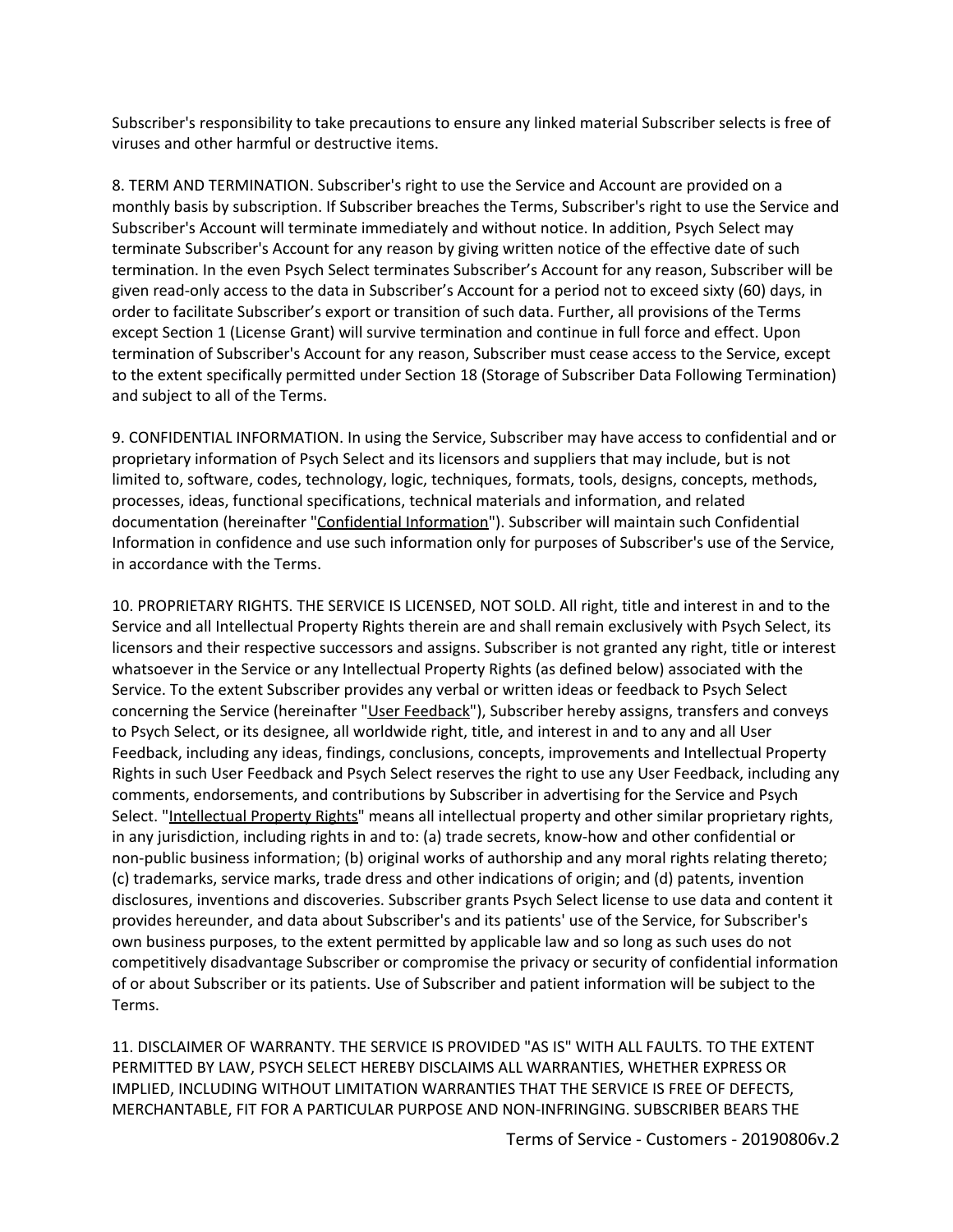Subscriber's responsibility to take precautions to ensure any linked material Subscriber selects is free of viruses and other harmful or destructive items.

8. TERM AND TERMINATION. Subscriber's right to use the Service and Account are provided on a monthly basis by subscription. If Subscriber breaches the Terms, Subscriber's right to use the Service and Subscriber's Account will terminate immediately and without notice. In addition, Psych Select may terminate Subscriber's Account for any reason by giving written notice of the effective date of such termination. In the even Psych Select terminates Subscriber's Account for any reason, Subscriber will be given read-only access to the data in Subscriber's Account for a period not to exceed sixty (60) days, in order to facilitate Subscriber's export or transition of such data. Further, all provisions of the Terms except Section 1 (License Grant) will survive termination and continue in full force and effect. Upon termination of Subscriber's Account for any reason, Subscriber must cease access to the Service, except to the extent specifically permitted under Section 18 (Storage of Subscriber Data Following Termination) and subject to all of the Terms.

9. CONFIDENTIAL INFORMATION. In using the Service, Subscriber may have access to confidential and or proprietary information of Psych Select and its licensors and suppliers that may include, but is not limited to, software, codes, technology, logic, techniques, formats, tools, designs, concepts, methods, processes, ideas, functional specifications, technical materials and information, and related documentation (hereinafter "Confidential Information"). Subscriber will maintain such Confidential Information in confidence and use such information only for purposes of Subscriber's use of the Service, in accordance with the Terms.

10. PROPRIETARY RIGHTS. THE SERVICE IS LICENSED, NOT SOLD. All right, title and interest in and to the Service and all Intellectual Property Rights therein are and shall remain exclusively with Psych Select, its licensors and their respective successors and assigns. Subscriber is not granted any right, title or interest whatsoever in the Service or any Intellectual Property Rights (as defined below) associated with the Service. To the extent Subscriber provides any verbal or written ideas or feedback to Psych Select concerning the Service (hereinafter "User Feedback"), Subscriber hereby assigns, transfers and conveys to Psych Select, or its designee, all worldwide right, title, and interest in and to any and all User Feedback, including any ideas, findings, conclusions, concepts, improvements and Intellectual Property Rights in such User Feedback and Psych Select reserves the right to use any User Feedback, including any comments, endorsements, and contributions by Subscriber in advertising for the Service and Psych Select. "Intellectual Property Rights" means all intellectual property and other similar proprietary rights, in any jurisdiction, including rights in and to: (a) trade secrets, know-how and other confidential or non-public business information; (b) original works of authorship and any moral rights relating thereto; (c) trademarks, service marks, trade dress and other indications of origin; and (d) patents, invention disclosures, inventions and discoveries. Subscriber grants Psych Select license to use data and content it provides hereunder, and data about Subscriber's and its patients' use of the Service, for Subscriber's own business purposes, to the extent permitted by applicable law and so long as such uses do not competitively disadvantage Subscriber or compromise the privacy or security of confidential information of or about Subscriber or its patients. Use of Subscriber and patient information will be subject to the Terms.

11. DISCLAIMER OF WARRANTY. THE SERVICE IS PROVIDED "AS IS" WITH ALL FAULTS. TO THE EXTENT PERMITTED BY LAW, PSYCH SELECT HEREBY DISCLAIMS ALL WARRANTIES, WHETHER EXPRESS OR IMPLIED, INCLUDING WITHOUT LIMITATION WARRANTIES THAT THE SERVICE IS FREE OF DEFECTS, MERCHANTABLE, FIT FOR A PARTICULAR PURPOSE AND NON-INFRINGING. SUBSCRIBER BEARS THE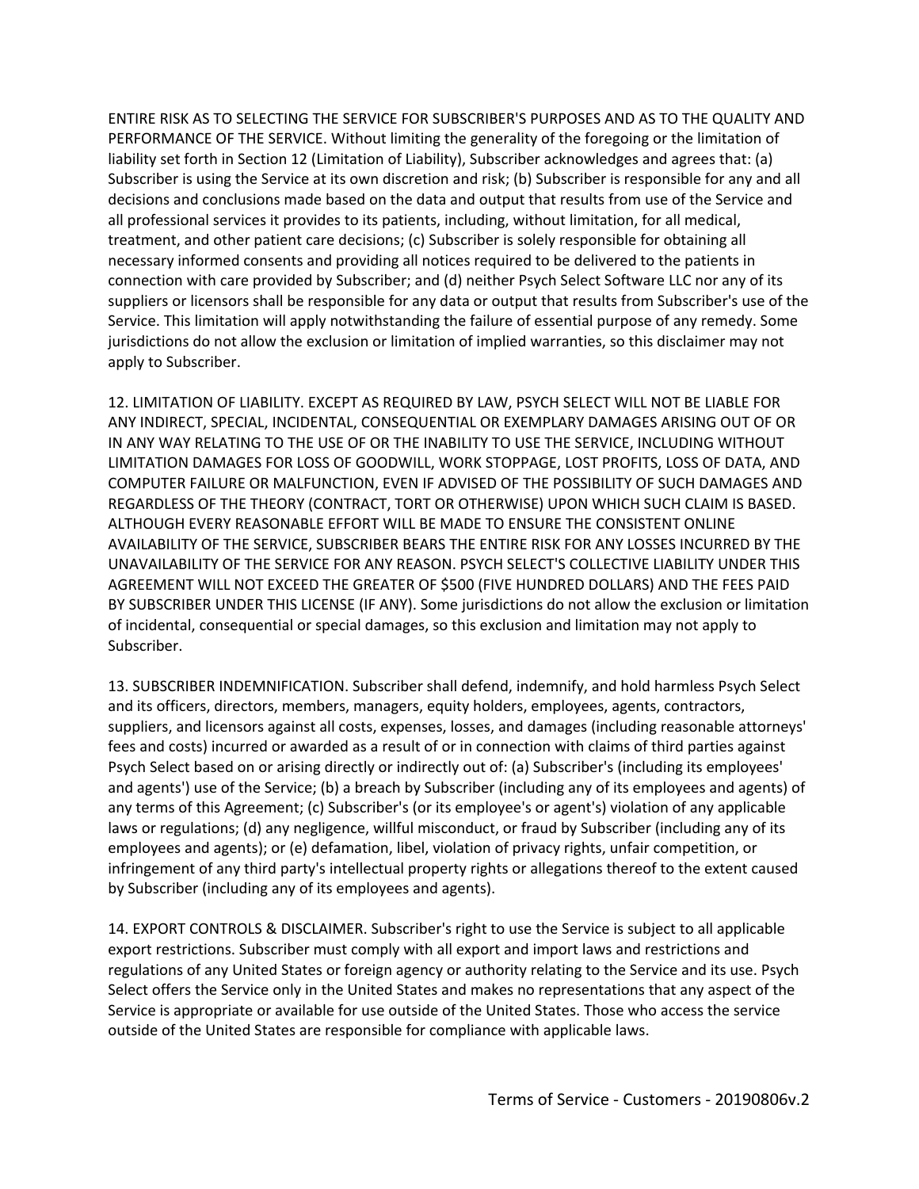ENTIRE RISK AS TO SELECTING THE SERVICE FOR SUBSCRIBER'S PURPOSES AND AS TO THE QUALITY AND PERFORMANCE OF THE SERVICE. Without limiting the generality of the foregoing or the limitation of liability set forth in Section 12 (Limitation of Liability), Subscriber acknowledges and agrees that: (a) Subscriber is using the Service at its own discretion and risk; (b) Subscriber is responsible for any and all decisions and conclusions made based on the data and output that results from use of the Service and all professional services it provides to its patients, including, without limitation, for all medical, treatment, and other patient care decisions; (c) Subscriber is solely responsible for obtaining all necessary informed consents and providing all notices required to be delivered to the patients in connection with care provided by Subscriber; and (d) neither Psych Select Software LLC nor any of its suppliers or licensors shall be responsible for any data or output that results from Subscriber's use of the Service. This limitation will apply notwithstanding the failure of essential purpose of any remedy. Some jurisdictions do not allow the exclusion or limitation of implied warranties, so this disclaimer may not apply to Subscriber.

12. LIMITATION OF LIABILITY. EXCEPT AS REQUIRED BY LAW, PSYCH SELECT WILL NOT BE LIABLE FOR ANY INDIRECT, SPECIAL, INCIDENTAL, CONSEQUENTIAL OR EXEMPLARY DAMAGES ARISING OUT OF OR IN ANY WAY RELATING TO THE USE OF OR THE INABILITY TO USE THE SERVICE, INCLUDING WITHOUT LIMITATION DAMAGES FOR LOSS OF GOODWILL, WORK STOPPAGE, LOST PROFITS, LOSS OF DATA, AND COMPUTER FAILURE OR MALFUNCTION, EVEN IF ADVISED OF THE POSSIBILITY OF SUCH DAMAGES AND REGARDLESS OF THE THEORY (CONTRACT, TORT OR OTHERWISE) UPON WHICH SUCH CLAIM IS BASED. ALTHOUGH EVERY REASONABLE EFFORT WILL BE MADE TO ENSURE THE CONSISTENT ONLINE AVAILABILITY OF THE SERVICE, SUBSCRIBER BEARS THE ENTIRE RISK FOR ANY LOSSES INCURRED BY THE UNAVAILABILITY OF THE SERVICE FOR ANY REASON. PSYCH SELECT'S COLLECTIVE LIABILITY UNDER THIS AGREEMENT WILL NOT EXCEED THE GREATER OF $500 (FIVE HUNDRED DOLLARS) AND THE FEES PAID BY SUBSCRIBER UNDER THIS LICENSE (IF ANY). Some jurisdictions do not allow the exclusion or limitation of incidental, consequential or special damages, so this exclusion and limitation may not apply to Subscriber.

13. SUBSCRIBER INDEMNIFICATION. Subscriber shall defend, indemnify, and hold harmless Psych Select and its officers, directors, members, managers, equity holders, employees, agents, contractors, suppliers, and licensors against all costs, expenses, losses, and damages (including reasonable attorneys' fees and costs) incurred or awarded as a result of or in connection with claims of third parties against Psych Select based on or arising directly or indirectly out of: (a) Subscriber's (including its employees' and agents') use of the Service; (b) a breach by Subscriber (including any of its employees and agents) of any terms of this Agreement; (c) Subscriber's (or its employee's or agent's) violation of any applicable laws or regulations; (d) any negligence, willful misconduct, or fraud by Subscriber (including any of its employees and agents); or (e) defamation, libel, violation of privacy rights, unfair competition, or infringement of any third party's intellectual property rights or allegations thereof to the extent caused by Subscriber (including any of its employees and agents).

14. EXPORT CONTROLS & DISCLAIMER. Subscriber's right to use the Service is subject to all applicable export restrictions. Subscriber must comply with all export and import laws and restrictions and regulations of any United States or foreign agency or authority relating to the Service and its use. Psych Select offers the Service only in the United States and makes no representations that any aspect of the Service is appropriate or available for use outside of the United States. Those who access the service outside of the United States are responsible for compliance with applicable laws.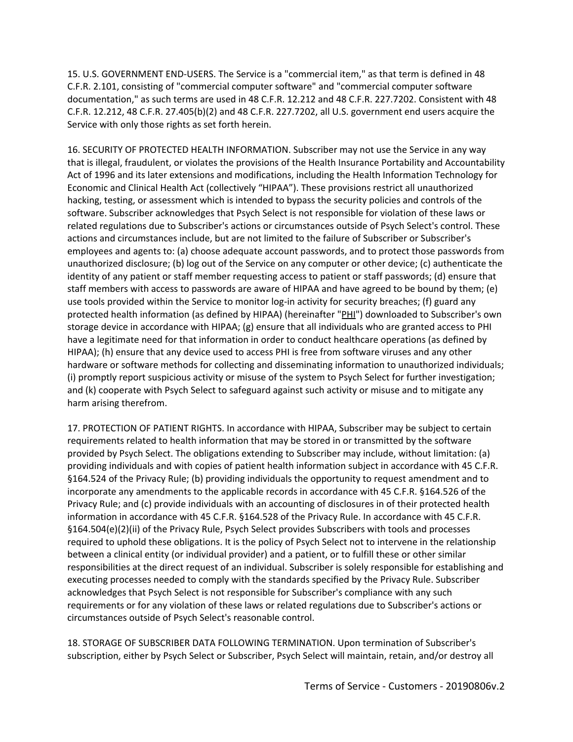15. U.S. GOVERNMENT END-USERS. The Service is a "commercial item," as that term is defined in 48 C.F.R. 2.101, consisting of "commercial computer software" and "commercial computer software documentation," as such terms are used in 48 C.F.R. 12.212 and 48 C.F.R. 227.7202. Consistent with 48 C.F.R. 12.212, 48 C.F.R. 27.405(b)(2) and 48 C.F.R. 227.7202, all U.S. government end users acquire the Service with only those rights as set forth herein.

16. SECURITY OF PROTECTED HEALTH INFORMATION. Subscriber may not use the Service in any way that is illegal, fraudulent, or violates the provisions of the Health Insurance Portability and Accountability Act of 1996 and its later extensions and modifications, including the Health Information Technology for Economic and Clinical Health Act (collectively “HIPAA”). These provisions restrict all unauthorized hacking, testing, or assessment which is intended to bypass the security policies and controls of the software. Subscriber acknowledges that Psych Select is not responsible for violation of these laws or related regulations due to Subscriber's actions or circumstances outside of Psych Select's control. These actions and circumstances include, but are not limited to the failure of Subscriber or Subscriber's employees and agents to: (a) choose adequate account passwords, and to protect those passwords from unauthorized disclosure; (b) log out of the Service on any computer or other device; (c) authenticate the identity of any patient or staff member requesting access to patient or staff passwords; (d) ensure that staff members with access to passwords are aware of HIPAA and have agreed to be bound by them; (e) use tools provided within the Service to monitor log-in activity for security breaches; (f) guard any protected health information (as defined by HIPAA) (hereinafter "PHI") downloaded to Subscriber's own storage device in accordance with HIPAA; (g) ensure that all individuals who are granted access to PHI have a legitimate need for that information in order to conduct healthcare operations (as defined by HIPAA); (h) ensure that any device used to access PHI is free from software viruses and any other hardware or software methods for collecting and disseminating information to unauthorized individuals; (i) promptly report suspicious activity or misuse of the system to Psych Select for further investigation; and (k) cooperate with Psych Select to safeguard against such activity or misuse and to mitigate any harm arising therefrom.

17. PROTECTION OF PATIENT RIGHTS. In accordance with HIPAA, Subscriber may be subject to certain requirements related to health information that may be stored in or transmitted by the software provided by Psych Select. The obligations extending to Subscriber may include, without limitation: (a) providing individuals and with copies of patient health information subject in accordance with 45 C.F.R. §164.524 of the Privacy Rule; (b) providing individuals the opportunity to request amendment and to incorporate any amendments to the applicable records in accordance with 45 C.F.R. §164.526 of the Privacy Rule; and (c) provide individuals with an accounting of disclosures in of their protected health information in accordance with 45 C.F.R. §164.528 of the Privacy Rule. In accordance with 45 C.F.R. §164.504(e)(2)(ii) of the Privacy Rule, Psych Select provides Subscribers with tools and processes required to uphold these obligations. It is the policy of Psych Select not to intervene in the relationship between a clinical entity (or individual provider) and a patient, or to fulfill these or other similar responsibilities at the direct request of an individual. Subscriber is solely responsible for establishing and executing processes needed to comply with the standards specified by the Privacy Rule. Subscriber acknowledges that Psych Select is not responsible for Subscriber's compliance with any such requirements or for any violation of these laws or related regulations due to Subscriber's actions or circumstances outside of Psych Select's reasonable control.

18. STORAGE OF SUBSCRIBER DATA FOLLOWING TERMINATION. Upon termination of Subscriber's subscription, either by Psych Select or Subscriber, Psych Select will maintain, retain, and/or destroy all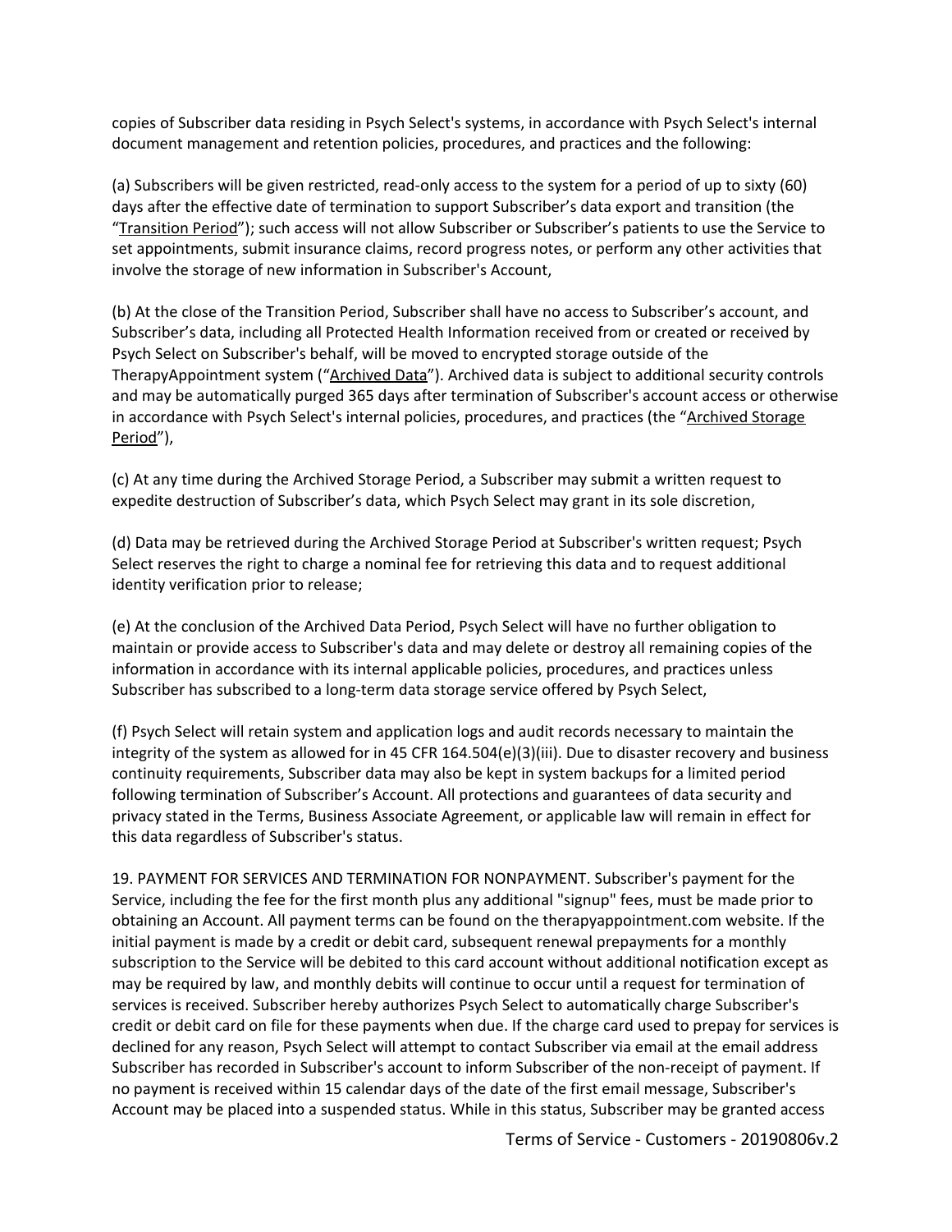copies of Subscriber data residing in Psych Select's systems, in accordance with Psych Select's internal document management and retention policies, procedures, and practices and the following:

(a) Subscribers will be given restricted, read-only access to the system for a period of up to sixty (60) days after the effective date of termination to support Subscriber's data export and transition (the "Transition Period"); such access will not allow Subscriber or Subscriber's patients to use the Service to set appointments, submit insurance claims, record progress notes, or perform any other activities that involve the storage of new information in Subscriber's Account,

(b) At the close of the Transition Period, Subscriber shall have no access to Subscriber's account, and Subscriber's data, including all Protected Health Information received from or created or received by Psych Select on Subscriber's behalf, will be moved to encrypted storage outside of the TherapyAppointment system ("Archived Data"). Archived data is subject to additional security controls and may be automatically purged 365 days after termination of Subscriber's account access or otherwise in accordance with Psych Select's internal policies, procedures, and practices (the "Archived Storage Period"),

(c) At any time during the Archived Storage Period, a Subscriber may submit a written request to expedite destruction of Subscriber's data, which Psych Select may grant in its sole discretion,

(d) Data may be retrieved during the Archived Storage Period at Subscriber's written request; Psych Select reserves the right to charge a nominal fee for retrieving this data and to request additional identity verification prior to release;

(e) At the conclusion of the Archived Data Period, Psych Select will have no further obligation to maintain or provide access to Subscriber's data and may delete or destroy all remaining copies of the information in accordance with its internal applicable policies, procedures, and practices unless Subscriber has subscribed to a long-term data storage service offered by Psych Select,

(f) Psych Select will retain system and application logs and audit records necessary to maintain the integrity of the system as allowed for in 45 CFR 164.504(e)(3)(iii). Due to disaster recovery and business continuity requirements, Subscriber data may also be kept in system backups for a limited period following termination of Subscriber's Account. All protections and guarantees of data security and privacy stated in the Terms, Business Associate Agreement, or applicable law will remain in effect for this data regardless of Subscriber's status.

19. PAYMENT FOR SERVICES AND TERMINATION FOR NONPAYMENT. Subscriber's payment for the Service, including the fee for the first month plus any additional "signup" fees, must be made prior to obtaining an Account. All payment terms can be found on the therapyappointment.com website. If the initial payment is made by a credit or debit card, subsequent renewal prepayments for a monthly subscription to the Service will be debited to this card account without additional notification except as may be required by law, and monthly debits will continue to occur until a request for termination of services is received. Subscriber hereby authorizes Psych Select to automatically charge Subscriber's credit or debit card on file for these payments when due. If the charge card used to prepay for services is declined for any reason, Psych Select will attempt to contact Subscriber via email at the email address Subscriber has recorded in Subscriber's account to inform Subscriber of the non-receipt of payment. If no payment is received within 15 calendar days of the date of the first email message, Subscriber's Account may be placed into a suspended status. While in this status, Subscriber may be granted access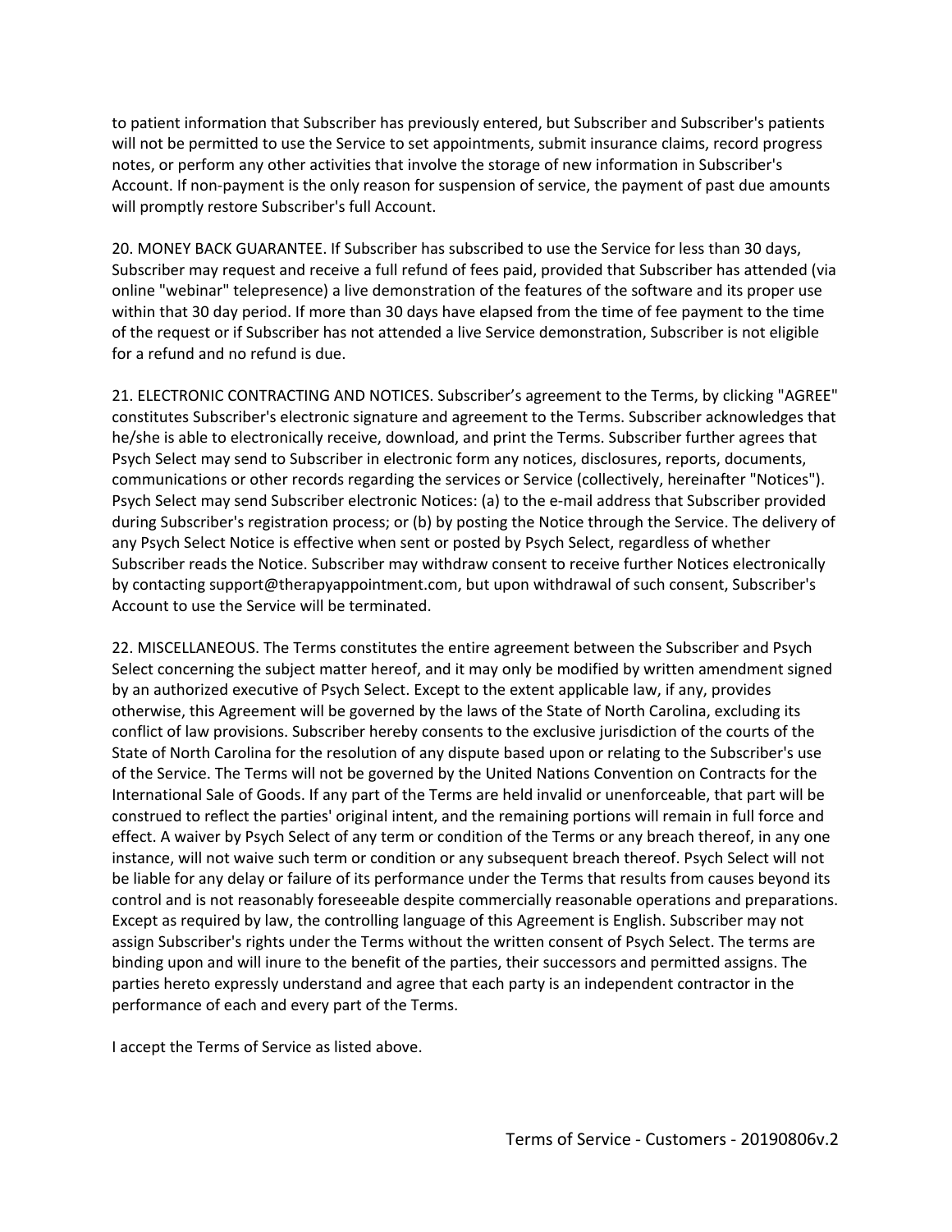to patient information that Subscriber has previously entered, but Subscriber and Subscriber's patients will not be permitted to use the Service to set appointments, submit insurance claims, record progress notes, or perform any other activities that involve the storage of new information in Subscriber's Account. If non-payment is the only reason for suspension of service, the payment of past due amounts will promptly restore Subscriber's full Account.

20. MONEY BACK GUARANTEE. If Subscriber has subscribed to use the Service for less than 30 days, Subscriber may request and receive a full refund of fees paid, provided that Subscriber has attended (via online "webinar" telepresence) a live demonstration of the features of the software and its proper use within that 30 day period. If more than 30 days have elapsed from the time of fee payment to the time of the request or if Subscriber has not attended a live Service demonstration, Subscriber is not eligible for a refund and no refund is due.

21. ELECTRONIC CONTRACTING AND NOTICES. Subscriber's agreement to the Terms, by clicking "AGREE" constitutes Subscriber's electronic signature and agreement to the Terms. Subscriber acknowledges that he/she is able to electronically receive, download, and print the Terms. Subscriber further agrees that Psych Select may send to Subscriber in electronic form any notices, disclosures, reports, documents, communications or other records regarding the services or Service (collectively, hereinafter "Notices"). Psych Select may send Subscriber electronic Notices: (a) to the e-mail address that Subscriber provided during Subscriber's registration process; or (b) by posting the Notice through the Service. The delivery of any Psych Select Notice is effective when sent or posted by Psych Select, regardless of whether Subscriber reads the Notice. Subscriber may withdraw consent to receive further Notices electronically by contacting support@therapyappointment.com, but upon withdrawal of such consent, Subscriber's Account to use the Service will be terminated.

22. MISCELLANEOUS. The Terms constitutes the entire agreement between the Subscriber and Psych Select concerning the subject matter hereof, and it may only be modified by written amendment signed by an authorized executive of Psych Select. Except to the extent applicable law, if any, provides otherwise, this Agreement will be governed by the laws of the State of North Carolina, excluding its conflict of law provisions. Subscriber hereby consents to the exclusive jurisdiction of the courts of the State of North Carolina for the resolution of any dispute based upon or relating to the Subscriber's use of the Service. The Terms will not be governed by the United Nations Convention on Contracts for the International Sale of Goods. If any part of the Terms are held invalid or unenforceable, that part will be construed to reflect the parties' original intent, and the remaining portions will remain in full force and effect. A waiver by Psych Select of any term or condition of the Terms or any breach thereof, in any one instance, will not waive such term or condition or any subsequent breach thereof. Psych Select will not be liable for any delay or failure of its performance under the Terms that results from causes beyond its control and is not reasonably foreseeable despite commercially reasonable operations and preparations. Except as required by law, the controlling language of this Agreement is English. Subscriber may not assign Subscriber's rights under the Terms without the written consent of Psych Select. The terms are binding upon and will inure to the benefit of the parties, their successors and permitted assigns. The parties hereto expressly understand and agree that each party is an independent contractor in the performance of each and every part of the Terms.

I accept the Terms of Service as listed above.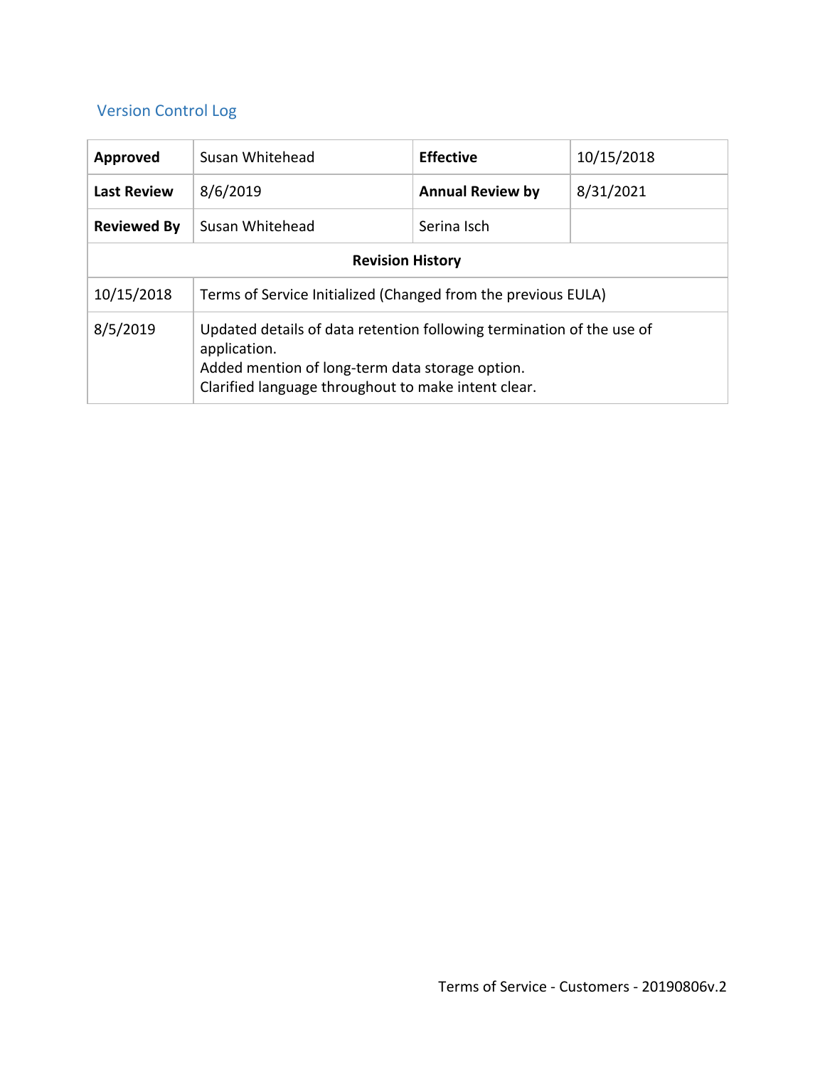## Version Control Log

| | | | |
|---|---|---|---|
| **Approved** | Susan Whitehead | **Effective** | 10/15/2018 |
| **Last Review** | 8/6/2019 | **Annual Review by** | 8/31/2021 |
| **Reviewed By** | Susan Whitehead | Serina Isch | |
| **Revision History** | | | |
| 10/15/2018 | Terms of Service Initialized (Changed from the previous EULA) | | |
| 8/5/2019 | Updated details of data retention following termination of the use of application.<br>Added mention of long-term data storage option.<br>Clarified language throughout to make intent clear. | | |